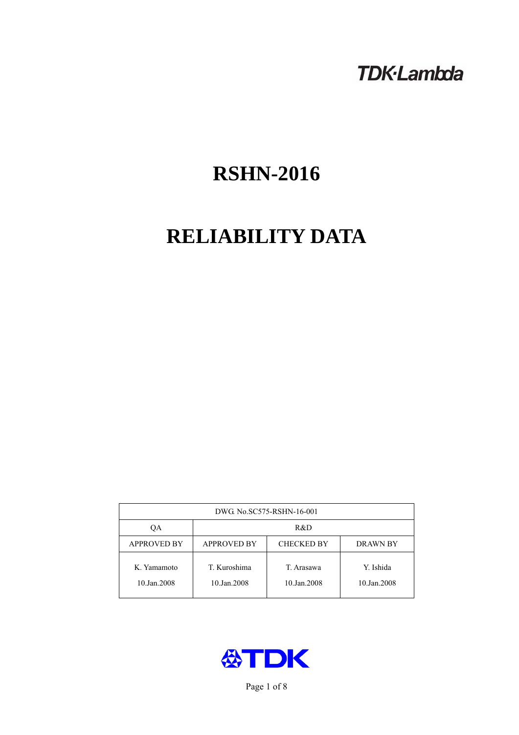TDK·Lambda

# RSHN-2016

# RELIABILITY DATA

| DWG. No.SC575-RSHN-16-001 | | | |
|---|---|---|---|
| QA | R&D | | |
| APPROVED BY | APPROVED BY | CHECKED BY | DRAWN BY |
| K. Yamamoto<br>10.Jan.2008 | T. Kuroshima<br>10.Jan.2008 | T. Arasawa<br>10.Jan.2008 | Y. Ishida<br>10.Jan.2008 |

TDK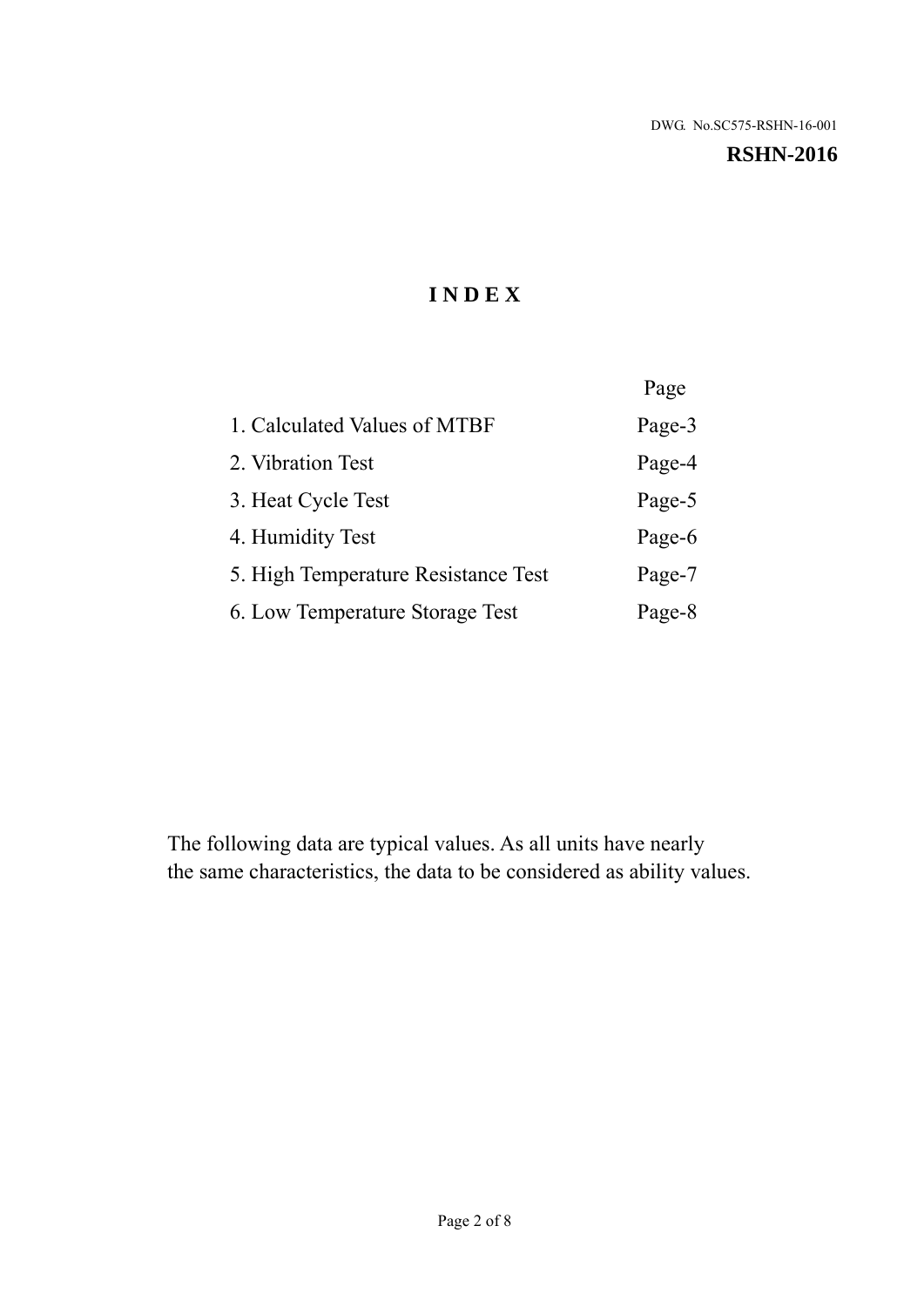DWG. No.SC575-RSHN-16-001

**RSHN-2016**

# I N D E X

| | Page |
|---|---|
| 1. Calculated Values of MTBF | Page-3 |
| 2. Vibration Test | Page-4 |
| 3. Heat Cycle Test | Page-5 |
| 4. Humidity Test | Page-6 |
| 5. High Temperature Resistance Test | Page-7 |
| 6. Low Temperature Storage Test | Page-8 |

The following data are typical values. As all units have nearly the same characteristics, the data to be considered as ability values.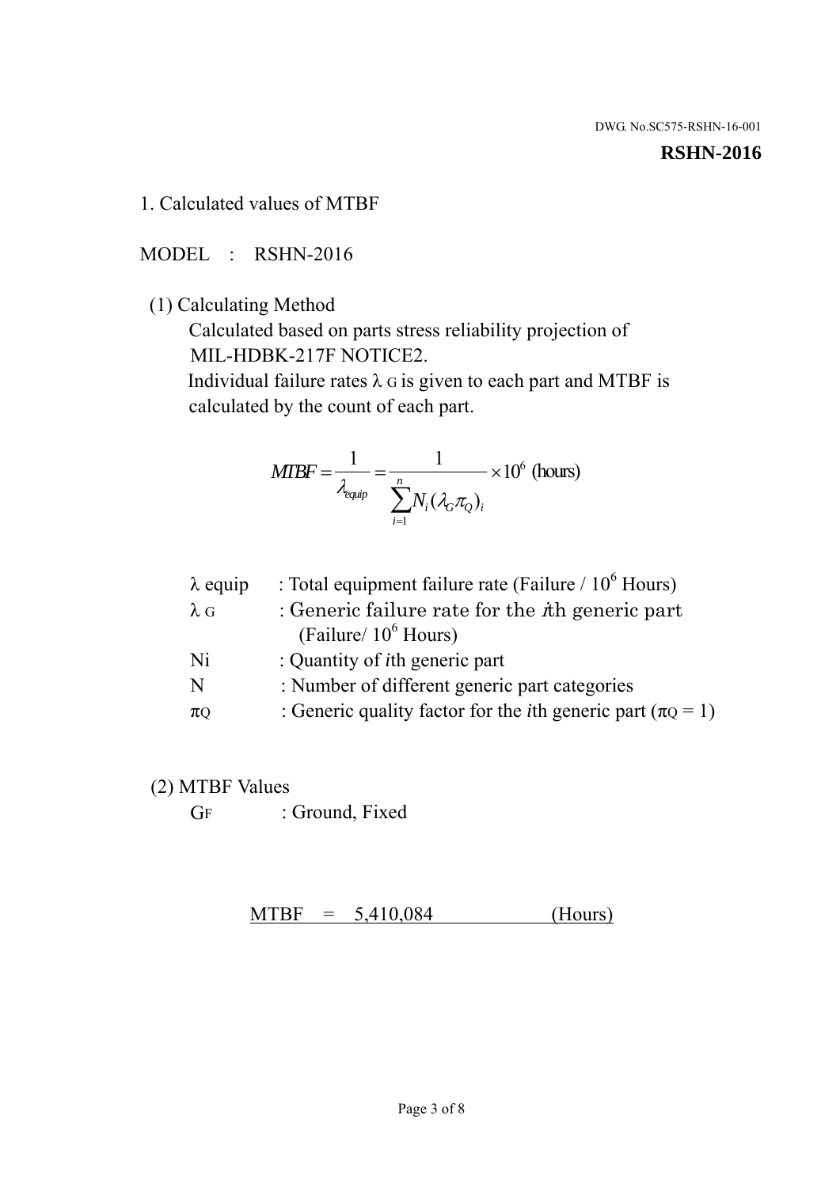DWG. No.SC575-RSHN-16-001

**RSHN-2016**

## 1. Calculated values of MTBF

MODEL : RSHN-2016

(1) Calculating Method

Calculated based on parts stress reliability projection of MIL-HDBK-217F NOTICE2.

Individual failure rates $\lambda_G$ is given to each part and MTBF is calculated by the count of each part.

$$MTBF = \frac{1}{\lambda_{equip}} = \frac{1}{\sum_{i=1}^{n} N_i (\lambda_G \pi_Q)_i} \times 10^6 \text{ (hours)}$$

| | |
|---|---|
| $\lambda$ equip | : Total equipment failure rate (Failure / $10^6$ Hours) |
| $\lambda_G$ | : Generic failure rate for the $i$th generic part (Failure/ $10^6$ Hours) |
| Ni | : Quantity of $i$th generic part |
| N | : Number of different generic part categories |
| $\pi_Q$ | : Generic quality factor for the $i$th generic part ($\pi_Q = 1$) |

(2) MTBF Values

$G_F$ : Ground, Fixed

MTBF = 5,410,084 (Hours)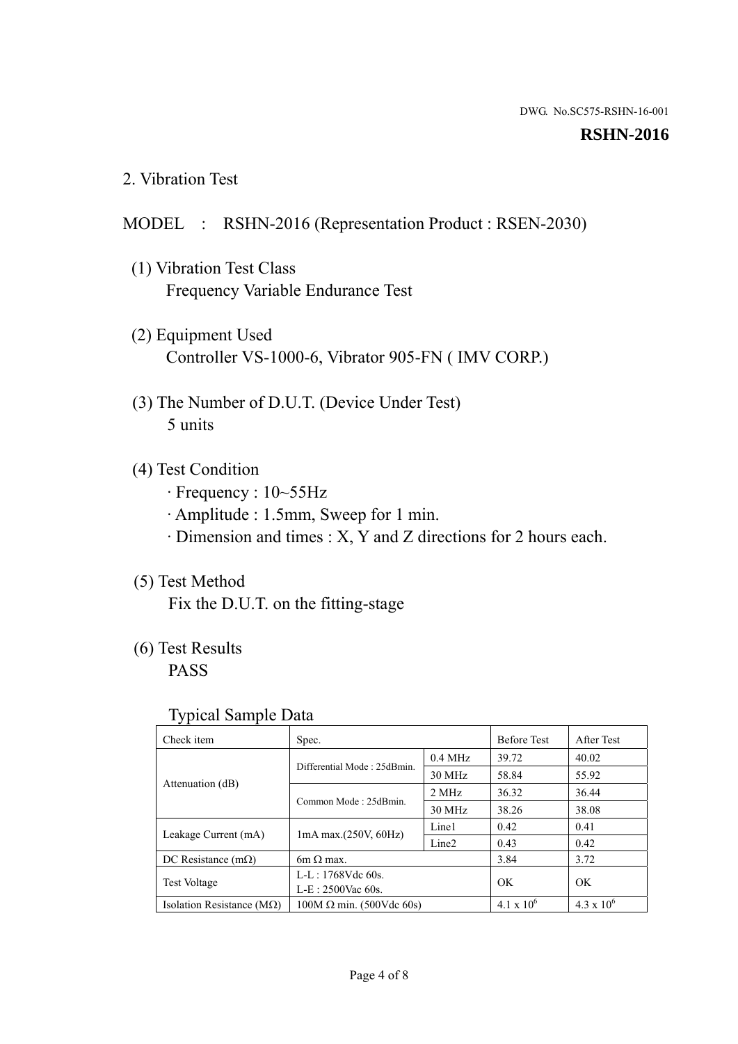DWG. No.SC575-RSHN-16-001

**RSHN-2016**

## 2. Vibration Test

MODEL : RSHN-2016 (Representation Product : RSEN-2030)

(1) Vibration Test Class
Frequency Variable Endurance Test

(2) Equipment Used
Controller VS-1000-6, Vibrator 905-FN ( IMV CORP.)

(3) The Number of D.U.T. (Device Under Test)
5 units

(4) Test Condition
· Frequency : 10~55Hz
· Amplitude : 1.5mm, Sweep for 1 min.
· Dimension and times : X, Y and Z directions for 2 hours each.

(5) Test Method
Fix the D.U.T. on the fitting-stage

(6) Test Results
PASS

Typical Sample Data

| Check item | Spec. | | Before Test | After Test |
|---|---|---|---|---|
| Attenuation (dB) | Differential Mode : 25dBmin. | 0.4 MHz | 39.72 | 40.02 |
| | | 30 MHz | 58.84 | 55.92 |
| | Common Mode : 25dBmin. | 2 MHz | 36.32 | 36.44 |
| | | 30 MHz | 38.26 | 38.08 |
| Leakage Current (mA) | 1mA max.(250V, 60Hz) | Line1 | 0.42 | 0.41 |
| | | Line2 | 0.43 | 0.42 |
| DC Resistance (mΩ) | 6m Ω max. | | 3.84 | 3.72 |
| Test Voltage | L-L : 1768Vdc 60s.<br>L-E : 2500Vac 60s. | | OK | OK |
| Isolation Resistance (MΩ) | 100M Ω min. (500Vdc 60s) | | $4.1 \times 10^6$ | $4.3 \times 10^6$ |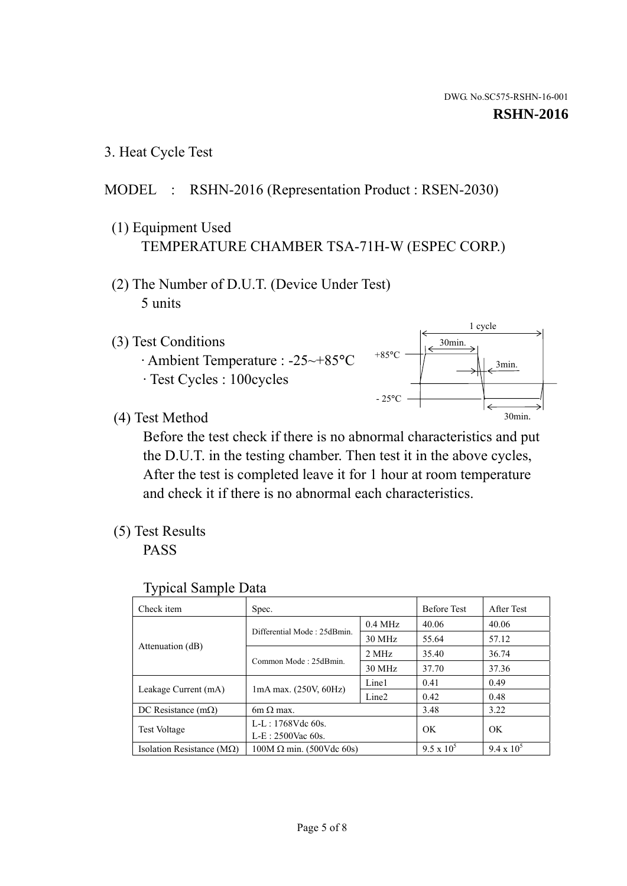DWG. No.SC575-RSHN-16-001

**RSHN-2016**

## 3. Heat Cycle Test

MODEL : RSHN-2016 (Representation Product : RSEN-2030)

(1) Equipment Used

TEMPERATURE CHAMBER TSA-71H-W (ESPEC CORP.)

(2) The Number of D.U.T. (Device Under Test)

5 units

(3) Test Conditions

· Ambient Temperature : -25~+85°C

· Test Cycles : 100cycles

1 cycle, 30min., 3min., 30min., +85°C, - 25°C

(4) Test Method

Before the test check if there is no abnormal characteristics and put the D.U.T. in the testing chamber. Then test it in the above cycles, After the test is completed leave it for 1 hour at room temperature and check it if there is no abnormal each characteristics.

(5) Test Results

PASS

Typical Sample Data

| Check item | Spec. | | Before Test | After Test |
|---|---|---|---|---|
| Attenuation (dB) | Differential Mode : 25dBmin. | 0.4 MHz | 40.06 | 40.06 |
| | | 30 MHz | 55.64 | 57.12 |
| | Common Mode : 25dBmin. | 2 MHz | 35.40 | 36.74 |
| | | 30 MHz | 37.70 | 37.36 |
| Leakage Current (mA) | 1mA max. (250V, 60Hz) | Line1 | 0.41 | 0.49 |
| | | Line2 | 0.42 | 0.48 |
| DC Resistance (mΩ) | 6m Ω max. | | 3.48 | 3.22 |
| Test Voltage | L-L : 1768Vdc 60s.<br>L-E : 2500Vac 60s. | | OK | OK |
| Isolation Resistance (MΩ) | 100M Ω min. (500Vdc 60s) | | $9.5 \times 10^5$ | $9.4 \times 10^5$ |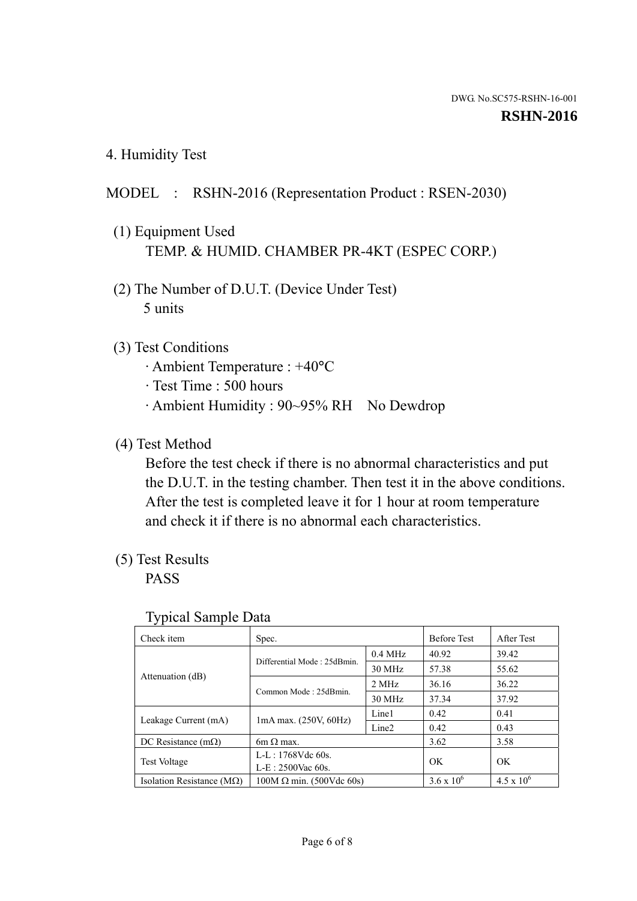DWG. No.SC575-RSHN-16-001

**RSHN-2016**

## 4. Humidity Test

MODEL : RSHN-2016 (Representation Product : RSEN-2030)

(1) Equipment Used
TEMP. & HUMID. CHAMBER PR-4KT (ESPEC CORP.)

(2) The Number of D.U.T. (Device Under Test)
5 units

(3) Test Conditions
· Ambient Temperature : +40°C
· Test Time : 500 hours
· Ambient Humidity : 90~95% RH No Dewdrop

(4) Test Method
Before the test check if there is no abnormal characteristics and put the D.U.T. in the testing chamber. Then test it in the above conditions. After the test is completed leave it for 1 hour at room temperature and check it if there is no abnormal each characteristics.

(5) Test Results
PASS

Typical Sample Data

| Check item | Spec. | | Before Test | After Test |
|---|---|---|---|---|
| Attenuation (dB) | Differential Mode : 25dBmin. | 0.4 MHz | 40.92 | 39.42 |
| | | 30 MHz | 57.38 | 55.62 |
| | Common Mode : 25dBmin. | 2 MHz | 36.16 | 36.22 |
| | | 30 MHz | 37.34 | 37.92 |
| Leakage Current (mA) | 1mA max. (250V, 60Hz) | Line1 | 0.42 | 0.41 |
| | | Line2 | 0.42 | 0.43 |
| DC Resistance (mΩ) | 6m Ω max. | | 3.62 | 3.58 |
| Test Voltage | L-L : 1768Vdc 60s.<br>L-E : 2500Vac 60s. | | OK | OK |
| Isolation Resistance (MΩ) | 100M Ω min. (500Vdc 60s) | | $3.6 \times 10^{6}$ | $4.5 \times 10^{6}$ |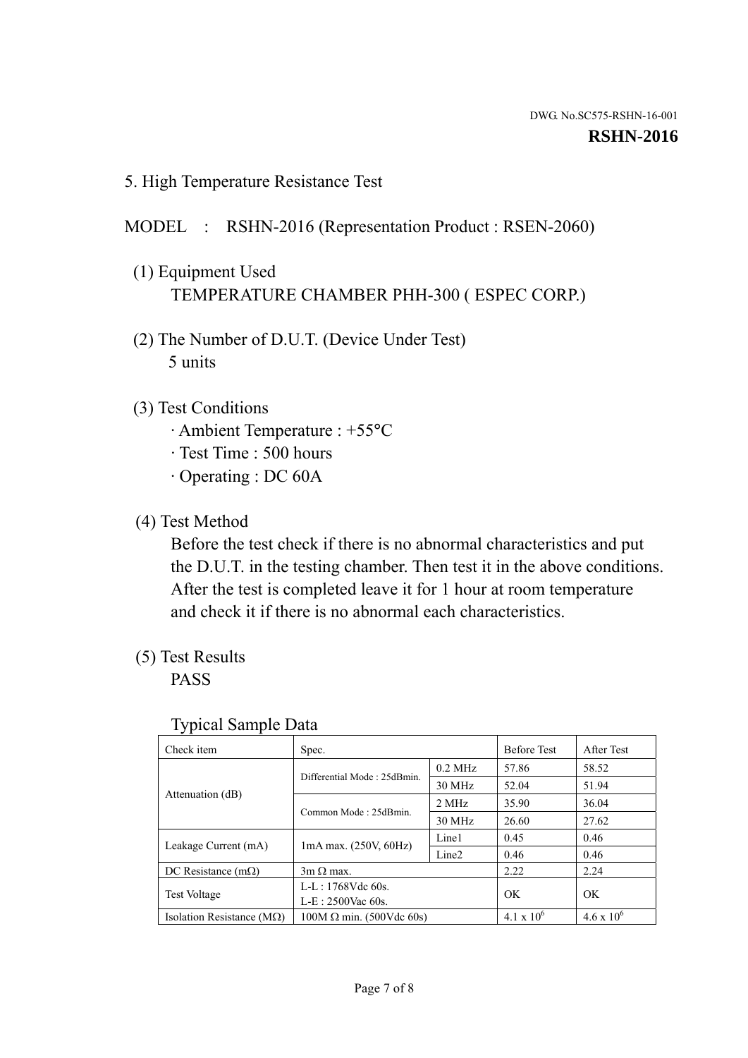DWG. No.SC575-RSHN-16-001

**RSHN-2016**

## 5. High Temperature Resistance Test

MODEL : RSHN-2016 (Representation Product : RSEN-2060)

(1) Equipment Used
TEMPERATURE CHAMBER PHH-300 ( ESPEC CORP.)

(2) The Number of D.U.T. (Device Under Test)
5 units

(3) Test Conditions
· Ambient Temperature : +55°C
· Test Time : 500 hours
· Operating : DC 60A

(4) Test Method
Before the test check if there is no abnormal characteristics and put the D.U.T. in the testing chamber. Then test it in the above conditions. After the test is completed leave it for 1 hour at room temperature and check it if there is no abnormal each characteristics.

(5) Test Results
PASS

Typical Sample Data

| Check item | Spec. | | Before Test | After Test |
|---|---|---|---|---|
| Attenuation (dB) | Differential Mode : 25dBmin. | 0.2 MHz | 57.86 | 58.52 |
| | | 30 MHz | 52.04 | 51.94 |
| | Common Mode : 25dBmin. | 2 MHz | 35.90 | 36.04 |
| | | 30 MHz | 26.60 | 27.62 |
| Leakage Current (mA) | 1mA max. (250V, 60Hz) | Line1 | 0.45 | 0.46 |
| | | Line2 | 0.46 | 0.46 |
| DC Resistance (mΩ) | 3m Ω max. | | 2.22 | 2.24 |
| Test Voltage | L-L : 1768Vdc 60s.<br>L-E : 2500Vac 60s. | | OK | OK |
| Isolation Resistance (MΩ) | 100M Ω min. (500Vdc 60s) | | $4.1 \times 10^6$ | $4.6 \times 10^6$ |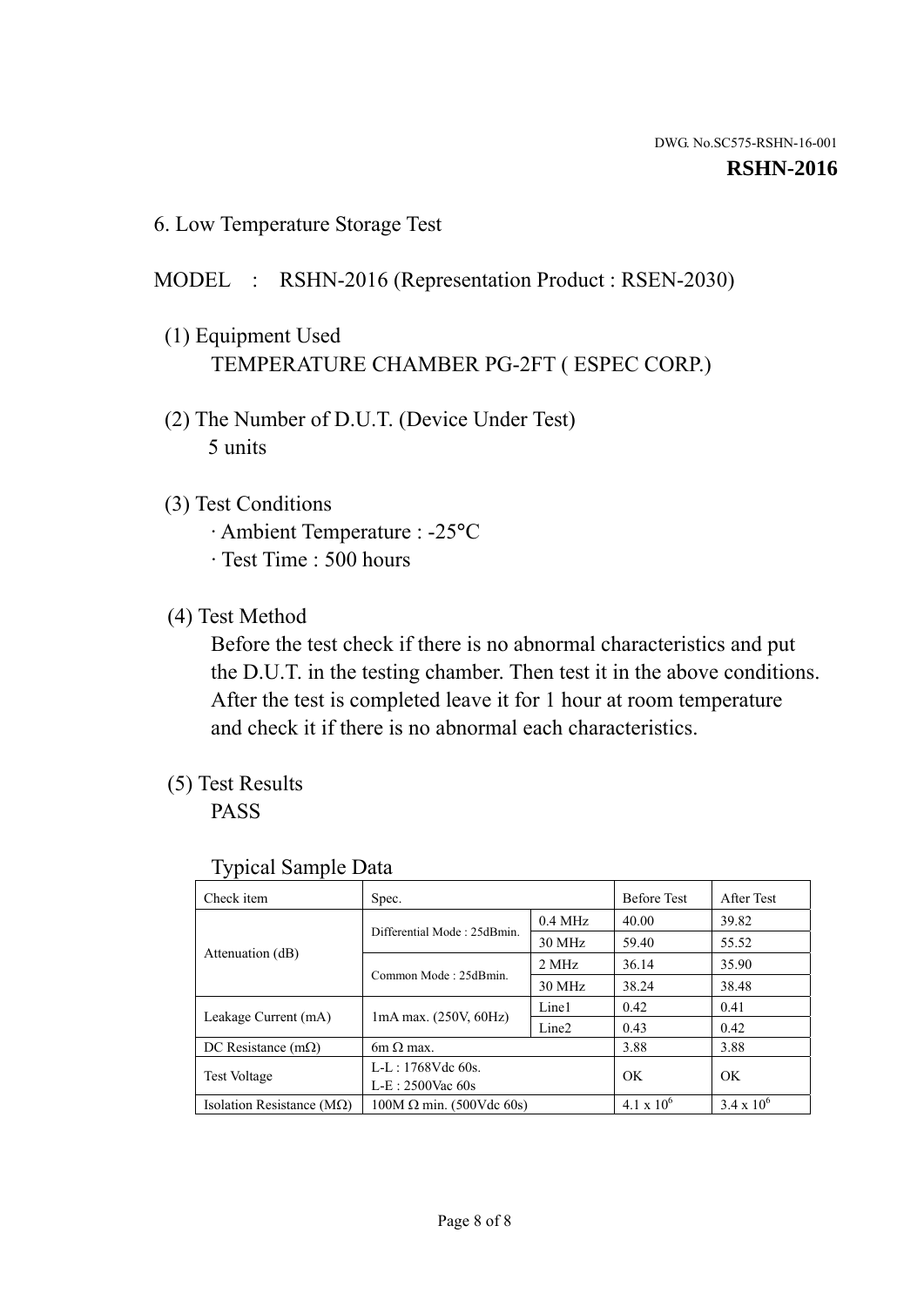DWG. No.SC575-RSHN-16-001

**RSHN-2016**

## 6. Low Temperature Storage Test

MODEL : RSHN-2016 (Representation Product : RSEN-2030)

(1) Equipment Used
TEMPERATURE CHAMBER PG-2FT ( ESPEC CORP.)

(2) The Number of D.U.T. (Device Under Test)
5 units

(3) Test Conditions
· Ambient Temperature : -25°C
· Test Time : 500 hours

(4) Test Method
Before the test check if there is no abnormal characteristics and put the D.U.T. in the testing chamber. Then test it in the above conditions. After the test is completed leave it for 1 hour at room temperature and check it if there is no abnormal each characteristics.

(5) Test Results
PASS

Typical Sample Data

| Check item | Spec. | | Before Test | After Test |
|---|---|---|---|---|
| Attenuation (dB) | Differential Mode : 25dBmin. | 0.4 MHz | 40.00 | 39.82 |
| | | 30 MHz | 59.40 | 55.52 |
| | Common Mode : 25dBmin. | 2 MHz | 36.14 | 35.90 |
| | | 30 MHz | 38.24 | 38.48 |
| Leakage Current (mA) | 1mA max. (250V, 60Hz) | Line1 | 0.42 | 0.41 |
| | | Line2 | 0.43 | 0.42 |
| DC Resistance (mΩ) | 6m Ω max. | | 3.88 | 3.88 |
| Test Voltage | L-L : 1768Vdc 60s.<br>L-E : 2500Vac 60s | | OK | OK |
| Isolation Resistance (MΩ) | 100M Ω min. (500Vdc 60s) | | $4.1 \times 10^6$ | $3.4 \times 10^6$ |